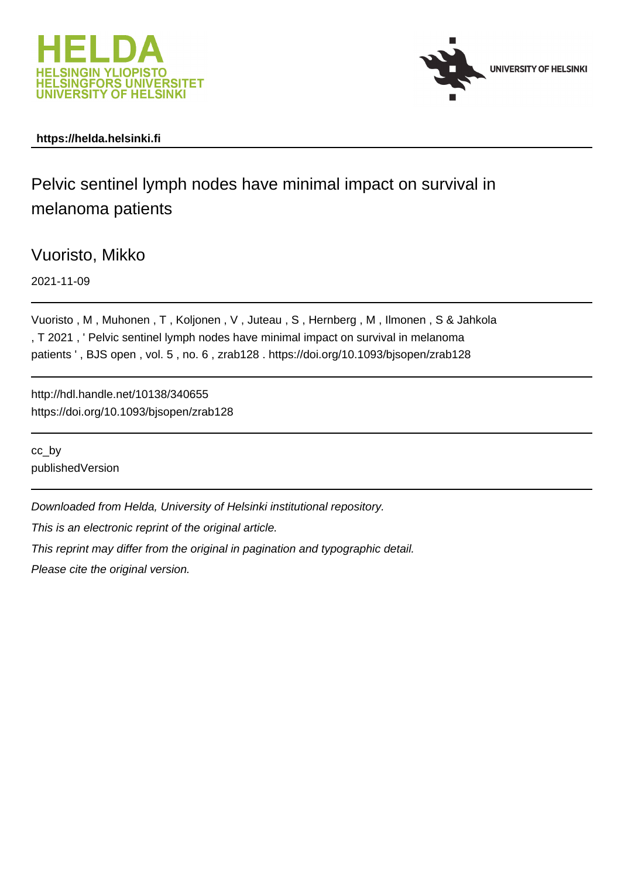**https://helda.helsinki.fi**

# Pelvic sentinel lymph nodes have minimal impact on survival in melanoma patients

Vuoristo, Mikko

2021-11-09

Vuoristo , M , Muhonen , T , Koljonen , V , Juteau , S , Hernberg , M , Ilmonen , S & Jahkola , T 2021 , ' Pelvic sentinel lymph nodes have minimal impact on survival in melanoma patients ' , BJS open , vol. 5 , no. 6 , zrab128 . https://doi.org/10.1093/bjsopen/zrab128

http://hdl.handle.net/10138/340655
https://doi.org/10.1093/bjsopen/zrab128

cc_by
publishedVersion

*Downloaded from Helda, University of Helsinki institutional repository.*

*This is an electronic reprint of the original article.*

*This reprint may differ from the original in pagination and typographic detail.*

*Please cite the original version.*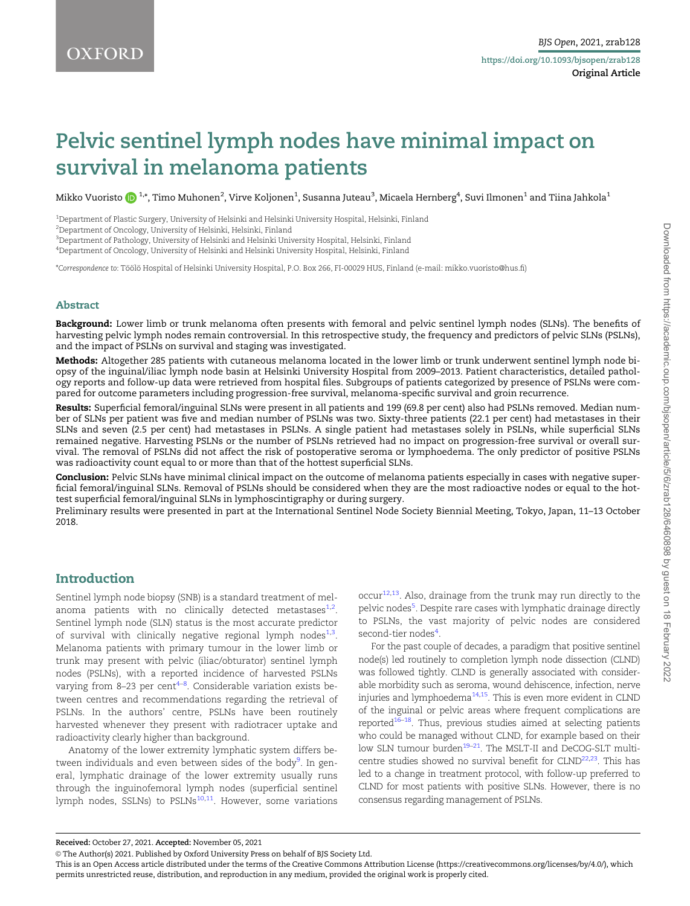# Pelvic sentinel lymph nodes have minimal impact on survival in melanoma patients

Mikko Vuoristo [1,*], Timo Muhonen [2], Virve Koljonen [1], Susanna Juteau [3], Micaela Hernberg [4], Suvi Ilmonen [1] and Tiina Jahkola [1]

[1]Department of Plastic Surgery, University of Helsinki and Helsinki University Hospital, Helsinki, Finland

[2]Department of Oncology, University of Helsinki, Helsinki, Finland

[3]Department of Pathology, University of Helsinki and Helsinki University Hospital, Helsinki, Finland

[4]Department of Oncology, University of Helsinki and Helsinki University Hospital, Helsinki, Finland

*Correspondence to: Töölö Hospital of Helsinki University Hospital, P.O. Box 266, FI-00029 HUS, Finland (e-mail: mikko.vuoristo@hus.fi)

## Abstract

**Background:** Lower limb or trunk melanoma often presents with femoral and pelvic sentinel lymph nodes (SLNs). The benefits of harvesting pelvic lymph nodes remain controversial. In this retrospective study, the frequency and predictors of pelvic SLNs (PSLNs), and the impact of PSLNs on survival and staging was investigated.

**Methods:** Altogether 285 patients with cutaneous melanoma located in the lower limb or trunk underwent sentinel lymph node biopsy of the inguinal/iliac lymph node basin at Helsinki University Hospital from 2009–2013. Patient characteristics, detailed pathology reports and follow-up data were retrieved from hospital files. Subgroups of patients categorized by presence of PSLNs were compared for outcome parameters including progression-free survival, melanoma-specific survival and groin recurrence.

**Results:** Superficial femoral/inguinal SLNs were present in all patients and 199 (69.8 per cent) also had PSLNs removed. Median number of SLNs per patient was five and median number of PSLNs was two. Sixty-three patients (22.1 per cent) had metastases in their SLNs and seven (2.5 per cent) had metastases in PSLNs. A single patient had metastases solely in PSLNs, while superficial SLNs remained negative. Harvesting PSLNs or the number of PSLNs retrieved had no impact on progression-free survival or overall survival. The removal of PSLNs did not affect the risk of postoperative seroma or lymphoedema. The only predictor of positive PSLNs was radioactivity count equal to or more than that of the hottest superficial SLNs.

**Conclusion:** Pelvic SLNs have minimal clinical impact on the outcome of melanoma patients especially in cases with negative superficial femoral/inguinal SLNs. Removal of PSLNs should be considered when they are the most radioactive nodes or equal to the hottest superficial femoral/inguinal SLNs in lymphoscintigraphy or during surgery.

Preliminary results were presented in part at the International Sentinel Node Society Biennial Meeting, Tokyo, Japan, 11–13 October 2018.

## Introduction

Sentinel lymph node biopsy (SNB) is a standard treatment of melanoma patients with no clinically detected metastases[1,2]. Sentinel lymph node (SLN) status is the most accurate predictor of survival with clinically negative regional lymph nodes[1,3]. Melanoma patients with primary tumour in the lower limb or trunk may present with pelvic (iliac/obturator) sentinel lymph nodes (PSLNs), with a reported incidence of harvested PSLNs varying from 8–23 per cent[4–8]. Considerable variation exists between centres and recommendations regarding the retrieval of PSLNs. In the authors' centre, PSLNs have been routinely harvested whenever they present with radiotracer uptake and radioactivity clearly higher than background.

Anatomy of the lower extremity lymphatic system differs between individuals and even between sides of the body[9]. In general, lymphatic drainage of the lower extremity usually runs through the inguinofemoral lymph nodes (superficial sentinel lymph nodes, SSLNs) to PSLNs[10,11]. However, some variations occur[12,13]. Also, drainage from the trunk may run directly to the pelvic nodes[5]. Despite rare cases with lymphatic drainage directly to PSLNs, the vast majority of pelvic nodes are considered second-tier nodes[4].

For the past couple of decades, a paradigm that positive sentinel node(s) led routinely to completion lymph node dissection (CLND) was followed tightly. CLND is generally associated with considerable morbidity such as seroma, wound dehiscence, infection, nerve injuries and lymphoedema[14,15]. This is even more evident in CLND of the inguinal or pelvic areas where frequent complications are reported[16–18]. Thus, previous studies aimed at selecting patients who could be managed without CLND, for example based on their low SLN tumour burden[19–21]. The MSLT-II and DeCOG-SLT multicentre studies showed no survival benefit for CLND[22,23]. This has led to a change in treatment protocol, with follow-up preferred to CLND for most patients with positive SLNs. However, there is no consensus regarding management of PSLNs.

**Received:** October 27, 2021. **Accepted:** November 05, 2021

© The Author(s) 2021. Published by Oxford University Press on behalf of BJS Society Ltd.

This is an Open Access article distributed under the terms of the Creative Commons Attribution License (https://creativecommons.org/licenses/by/4.0/), which permits unrestricted reuse, distribution, and reproduction in any medium, provided the original work is properly cited.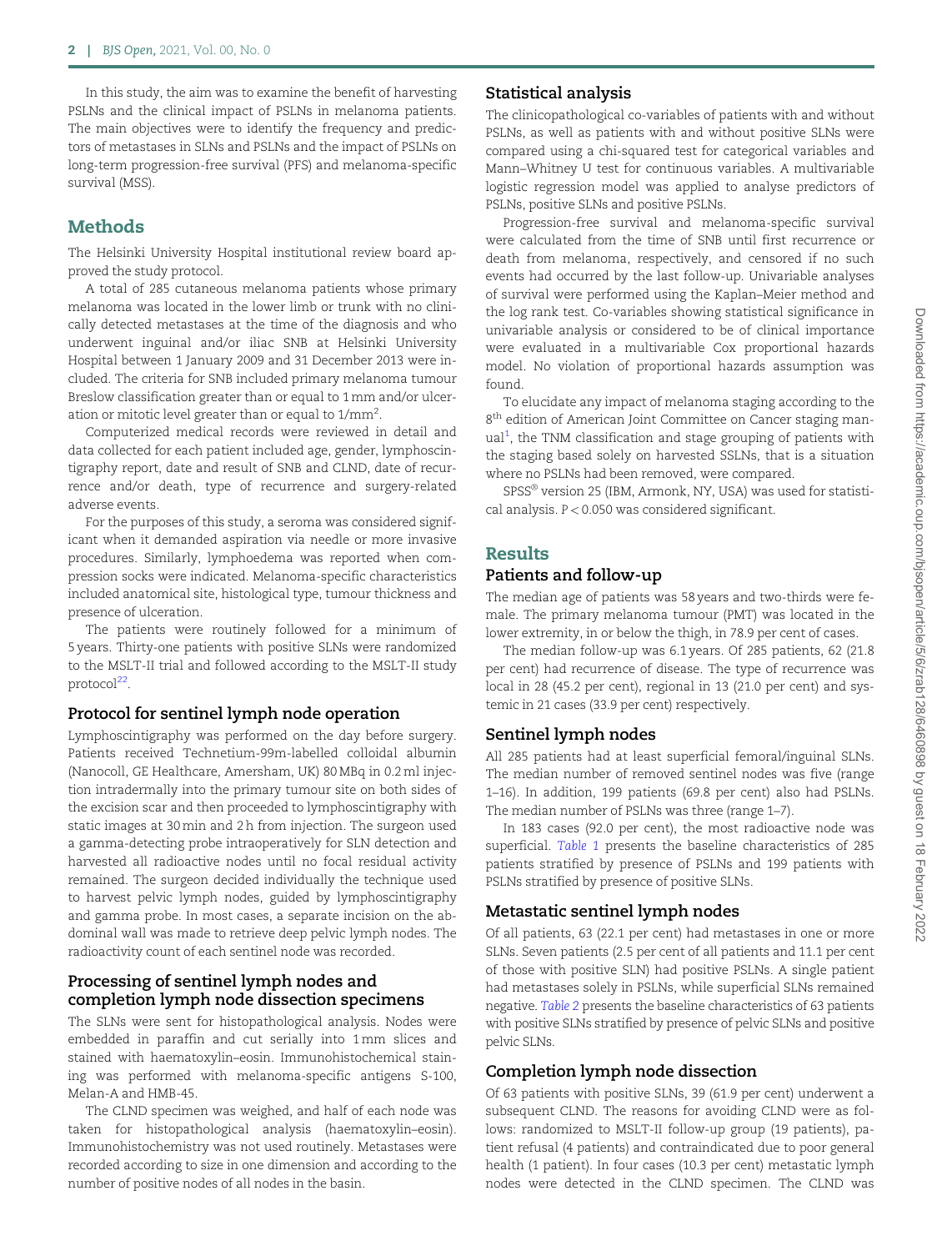In this study, the aim was to examine the benefit of harvesting PSLNs and the clinical impact of PSLNs in melanoma patients. The main objectives were to identify the frequency and predictors of metastases in SLNs and PSLNs and the impact of PSLNs on long-term progression-free survival (PFS) and melanoma-specific survival (MSS).

## Methods

The Helsinki University Hospital institutional review board approved the study protocol.

A total of 285 cutaneous melanoma patients whose primary melanoma was located in the lower limb or trunk with no clinically detected metastases at the time of the diagnosis and who underwent inguinal and/or iliac SNB at Helsinki University Hospital between 1 January 2009 and 31 December 2013 were included. The criteria for SNB included primary melanoma tumour Breslow classification greater than or equal to 1 mm and/or ulceration or mitotic level greater than or equal to $1/\text{mm}^2$.

Computerized medical records were reviewed in detail and data collected for each patient included age, gender, lymphoscintigraphy report, date and result of SNB and CLND, date of recurrence and/or death, type of recurrence and surgery-related adverse events.

For the purposes of this study, a seroma was considered significant when it demanded aspiration via needle or more invasive procedures. Similarly, lymphoedema was reported when compression socks were indicated. Melanoma-specific characteristics included anatomical site, histological type, tumour thickness and presence of ulceration.

The patients were routinely followed for a minimum of 5 years. Thirty-one patients with positive SLNs were randomized to the MSLT-II trial and followed according to the MSLT-II study protocol[22].

### Protocol for sentinel lymph node operation

Lymphoscintigraphy was performed on the day before surgery. Patients received Technetium-99m-labelled colloidal albumin (Nanocoll, GE Healthcare, Amersham, UK) 80 MBq in 0.2 ml injection intradermally into the primary tumour site on both sides of the excision scar and then proceeded to lymphoscintigraphy with static images at 30 min and 2 h from injection. The surgeon used a gamma-detecting probe intraoperatively for SLN detection and harvested all radioactive nodes until no focal residual activity remained. The surgeon decided individually the technique used to harvest pelvic lymph nodes, guided by lymphoscintigraphy and gamma probe. In most cases, a separate incision on the abdominal wall was made to retrieve deep pelvic lymph nodes. The radioactivity count of each sentinel node was recorded.

### Processing of sentinel lymph nodes and completion lymph node dissection specimens

The SLNs were sent for histopathological analysis. Nodes were embedded in paraffin and cut serially into 1 mm slices and stained with haematoxylin–eosin. Immunohistochemical staining was performed with melanoma-specific antigens S-100, Melan-A and HMB-45.

The CLND specimen was weighed, and half of each node was taken for histopathological analysis (haematoxylin–eosin). Immunohistochemistry was not used routinely. Metastases were recorded according to size in one dimension and according to the number of positive nodes of all nodes in the basin.

### Statistical analysis

The clinicopathological co-variables of patients with and without PSLNs, as well as patients with and without positive SLNs were compared using a chi-squared test for categorical variables and Mann–Whitney U test for continuous variables. A multivariable logistic regression model was applied to analyse predictors of PSLNs, positive SLNs and positive PSLNs.

Progression-free survival and melanoma-specific survival were calculated from the time of SNB until first recurrence or death from melanoma, respectively, and censored if no such events had occurred by the last follow-up. Univariable analyses of survival were performed using the Kaplan–Meier method and the log rank test. Co-variables showing statistical significance in univariable analysis or considered to be of clinical importance were evaluated in a multivariable Cox proportional hazards model. No violation of proportional hazards assumption was found.

To elucidate any impact of melanoma staging according to the 8th edition of American Joint Committee on Cancer staging manual[1], the TNM classification and stage grouping of patients with the staging based solely on harvested SSLNs, that is a situation where no PSLNs had been removed, were compared.

SPSS® version 25 (IBM, Armonk, NY, USA) was used for statistical analysis. $P < 0.050$ was considered significant.

## Results

### Patients and follow-up

The median age of patients was 58 years and two-thirds were female. The primary melanoma tumour (PMT) was located in the lower extremity, in or below the thigh, in 78.9 per cent of cases.

The median follow-up was 6.1 years. Of 285 patients, 62 (21.8 per cent) had recurrence of disease. The type of recurrence was local in 28 (45.2 per cent), regional in 13 (21.0 per cent) and systemic in 21 cases (33.9 per cent) respectively.

### Sentinel lymph nodes

All 285 patients had at least superficial femoral/inguinal SLNs. The median number of removed sentinel nodes was five (range 1–16). In addition, 199 patients (69.8 per cent) also had PSLNs. The median number of PSLNs was three (range 1–7).

In 183 cases (92.0 per cent), the most radioactive node was superficial. *Table 1* presents the baseline characteristics of 285 patients stratified by presence of PSLNs and 199 patients with PSLNs stratified by presence of positive SLNs.

### Metastatic sentinel lymph nodes

Of all patients, 63 (22.1 per cent) had metastases in one or more SLNs. Seven patients (2.5 per cent of all patients and 11.1 per cent of those with positive SLN) had positive PSLNs. A single patient had metastases solely in PSLNs, while superficial SLNs remained negative. *Table 2* presents the baseline characteristics of 63 patients with positive SLNs stratified by presence of pelvic SLNs and positive pelvic SLNs.

### Completion lymph node dissection

Of 63 patients with positive SLNs, 39 (61.9 per cent) underwent a subsequent CLND. The reasons for avoiding CLND were as follows: randomized to MSLT-II follow-up group (19 patients), patient refusal (4 patients) and contraindicated due to poor general health (1 patient). In four cases (10.3 per cent) metastatic lymph nodes were detected in the CLND specimen. The CLND was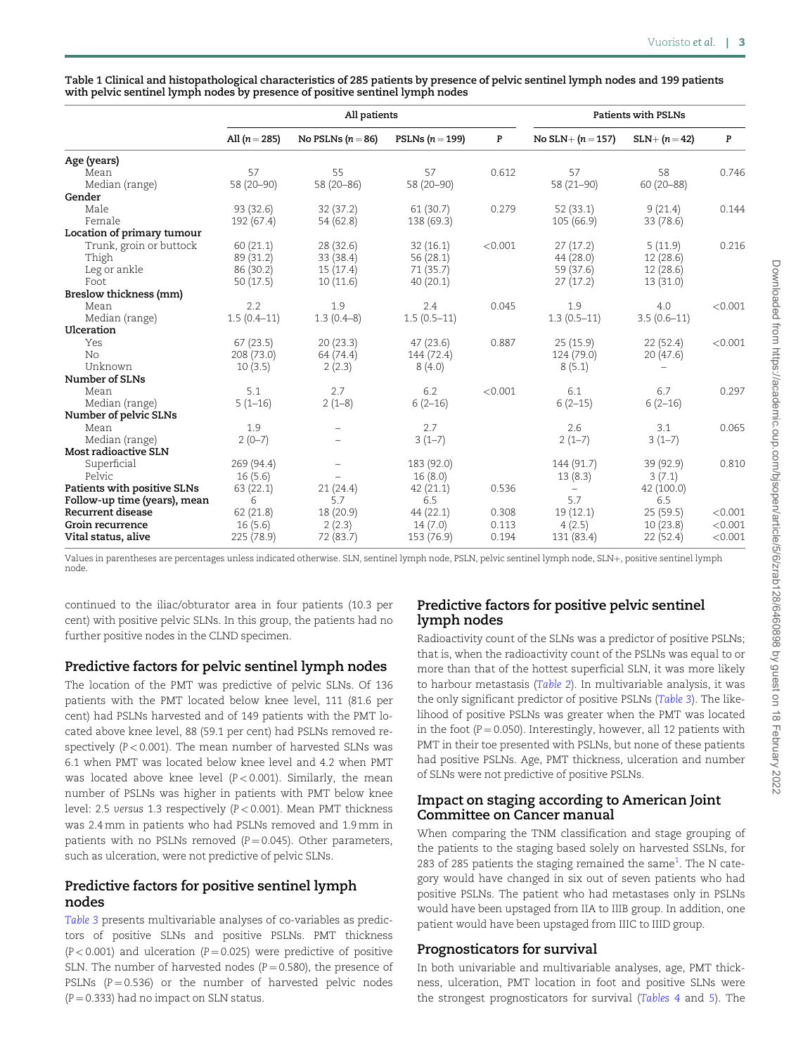**Table 1 Clinical and histopathological characteristics of 285 patients by presence of pelvic sentinel lymph nodes and 199 patients with pelvic sentinel lymph nodes by presence of positive sentinel lymph nodes**

| | All patients | | | | Patients with PSLNs | | |
|---|---|---|---|---|---|---|---|
| | All (n = 285) | No PSLNs (n = 86) | PSLNs (n = 199) | P | No SLN+ (n = 157) | SLN+ (n = 42) | P |
| **Age (years)** | | | | | | | |
| Mean | 57 | 55 | 57 | 0.612 | 57 | 58 | 0.746 |
| Median (range) | 58 (20–90) | 58 (20–86) | 58 (20–90) | | 58 (21–90) | 60 (20–88) | |
| **Gender** | | | | | | | |
| Male | 93 (32.6) | 32 (37.2) | 61 (30.7) | 0.279 | 52 (33.1) | 9 (21.4) | 0.144 |
| Female | 192 (67.4) | 54 (62.8) | 138 (69.3) | | 105 (66.9) | 33 (78.6) | |
| **Location of primary tumour** | | | | | | | |
| Trunk, groin or buttock | 60 (21.1) | 28 (32.6) | 32 (16.1) | <0.001 | 27 (17.2) | 5 (11.9) | 0.216 |
| Thigh | 89 (31.2) | 33 (38.4) | 56 (28.1) | | 44 (28.0) | 12 (28.6) | |
| Leg or ankle | 86 (30.2) | 15 (17.4) | 71 (35.7) | | 59 (37.6) | 12 (28.6) | |
| Foot | 50 (17.5) | 10 (11.6) | 40 (20.1) | | 27 (17.2) | 13 (31.0) | |
| **Breslow thickness (mm)** | | | | | | | |
| Mean | 2.2 | 1.9 | 2.4 | 0.045 | 1.9 | 4.0 | <0.001 |
| Median (range) | 1.5 (0.4–11) | 1.3 (0.4–8) | 1.5 (0.5–11) | | 1.3 (0.5–11) | 3.5 (0.6–11) | |
| **Ulceration** | | | | | | | |
| Yes | 67 (23.5) | 20 (23.3) | 47 (23.6) | 0.887 | 25 (15.9) | 22 (52.4) | <0.001 |
| No | 208 (73.0) | 64 (74.4) | 144 (72.4) | | 124 (79.0) | 20 (47.6) | |
| Unknown | 10 (3.5) | 2 (2.3) | 8 (4.0) | | 8 (5.1) | – | |
| **Number of SLNs** | | | | | | | |
| Mean | 5.1 | 2.7 | 6.2 | <0.001 | 6.1 | 6.7 | 0.297 |
| Median (range) | 5 (1–16) | 2 (1–8) | 6 (2–16) | | 6 (2–15) | 6 (2–16) | |
| **Number of pelvic SLNs** | | | | | | | |
| Mean | 1.9 | – | 2.7 | | 2.6 | 3.1 | 0.065 |
| Median (range) | 2 (0–7) | – | 3 (1–7) | | 2 (1–7) | 3 (1–7) | |
| **Most radioactive SLN** | | | | | | | |
| Superficial | 269 (94.4) | – | 183 (92.0) | | 144 (91.7) | 39 (92.9) | 0.810 |
| Pelvic | 16 (5.6) | – | 16 (8.0) | | 13 (8.3) | 3 (7.1) | |
| **Patients with positive SLNs** | 63 (22.1) | 21 (24.4) | 42 (21.1) | 0.536 | – | 42 (100.0) | |
| **Follow-up time (years), mean** | 6 | 5.7 | 6.5 | | 5.7 | 6.5 | |
| **Recurrent disease** | 62 (21.8) | 18 (20.9) | 44 (22.1) | 0.308 | 19 (12.1) | 25 (59.5) | <0.001 |
| **Groin recurrence** | 16 (5.6) | 2 (2.3) | 14 (7.0) | 0.113 | 4 (2.5) | 10 (23.8) | <0.001 |
| **Vital status, alive** | 225 (78.9) | 72 (83.7) | 153 (76.9) | 0.194 | 131 (83.4) | 22 (52.4) | <0.001 |

Values in parentheses are percentages unless indicated otherwise. SLN, sentinel lymph node, PSLN, pelvic sentinel lymph node, SLN+, positive sentinel lymph node.

continued to the iliac/obturator area in four patients (10.3 per cent) with positive pelvic SLNs. In this group, the patients had no further positive nodes in the CLND specimen.

## Predictive factors for pelvic sentinel lymph nodes

The location of the PMT was predictive of pelvic SLNs. Of 136 patients with the PMT located below knee level, 111 (81.6 per cent) had PSLNs harvested and of 149 patients with the PMT located above knee level, 88 (59.1 per cent) had PSLNs removed respectively ($P < 0.001$). The mean number of harvested SLNs was 6.1 when PMT was located below knee level and 4.2 when PMT was located above knee level ($P < 0.001$). Similarly, the mean number of PSLNs was higher in patients with PMT below knee level: 2.5 *versus* 1.3 respectively ($P < 0.001$). Mean PMT thickness was 2.4 mm in patients who had PSLNs removed and 1.9 mm in patients with no PSLNs removed ($P = 0.045$). Other parameters, such as ulceration, were not predictive of pelvic SLNs.

## Predictive factors for positive sentinel lymph nodes

*Table 3* presents multivariable analyses of co-variables as predictors of positive SLNs and positive PSLNs. PMT thickness ($P < 0.001$) and ulceration ($P = 0.025$) were predictive of positive SLN. The number of harvested nodes ($P = 0.580$), the presence of PSLNs ($P = 0.536$) or the number of harvested pelvic nodes ($P = 0.333$) had no impact on SLN status.

## Predictive factors for positive pelvic sentinel lymph nodes

Radioactivity count of the SLNs was a predictor of positive PSLNs; that is, when the radioactivity count of the PSLNs was equal to or more than that of the hottest superficial SLN, it was more likely to harbour metastasis (*Table 2*). In multivariable analysis, it was the only significant predictor of positive PSLNs (*Table 3*). The likelihood of positive PSLNs was greater when the PMT was located in the foot ($P = 0.050$). Interestingly, however, all 12 patients with PMT in their toe presented with PSLNs, but none of these patients had positive PSLNs. Age, PMT thickness, ulceration and number of SLNs were not predictive of positive PSLNs.

## Impact on staging according to American Joint Committee on Cancer manual

When comparing the TNM classification and stage grouping of the patients to the staging based solely on harvested SSLNs, for 283 of 285 patients the staging remained the same[1]. The N category would have changed in six out of seven patients who had positive PSLNs. The patient who had metastases only in PSLNs would have been upstaged from IIA to IIIB group. In addition, one patient would have been upstaged from IIIC to IIID group.

## Prognosticators for survival

In both univariable and multivariable analyses, age, PMT thickness, ulceration, PMT location in foot and positive SLNs were the strongest prognosticators for survival (*Tables 4* and *5*). The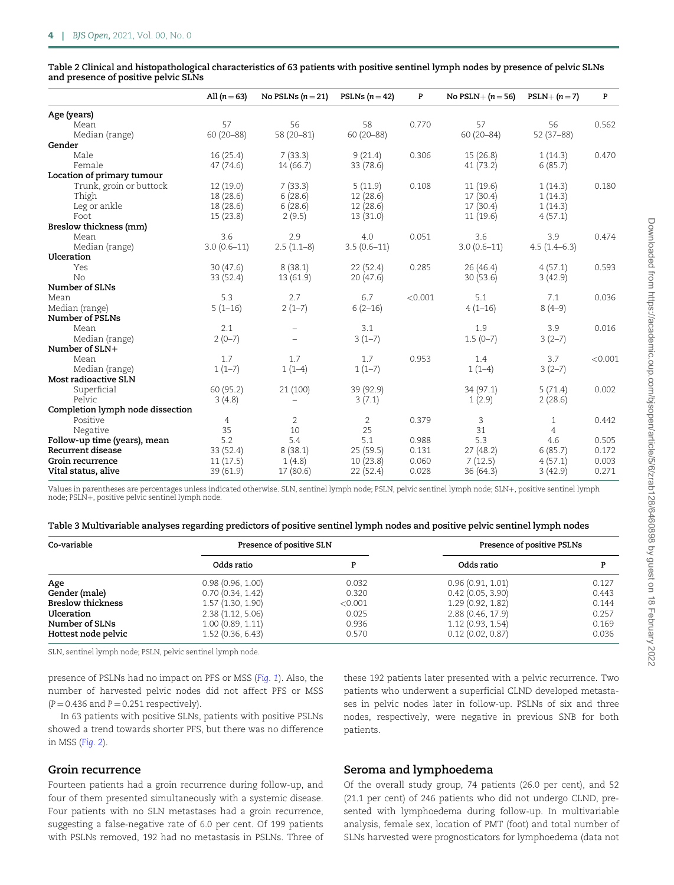**Table 2 Clinical and histopathological characteristics of 63 patients with positive sentinel lymph nodes by presence of pelvic SLNs and presence of positive pelvic SLNs**

| | All (n = 63) | No PSLNs (n = 21) | PSLNs (n = 42) | P | No PSLN+ (n = 56) | PSLN+ (n = 7) | P |
|---|---|---|---|---|---|---|---|
| **Age (years)** | | | | | | | |
| Mean | 57 | 56 | 58 | 0.770 | 57 | 56 | 0.562 |
| Median (range) | 60 (20–88) | 58 (20–81) | 60 (20–88) | | 60 (20–84) | 52 (37–88) | |
| **Gender** | | | | | | | |
| Male | 16 (25.4) | 7 (33.3) | 9 (21.4) | 0.306 | 15 (26.8) | 1 (14.3) | 0.470 |
| Female | 47 (74.6) | 14 (66.7) | 33 (78.6) | | 41 (73.2) | 6 (85.7) | |
| **Location of primary tumour** | | | | | | | |
| Trunk, groin or buttock | 12 (19.0) | 7 (33.3) | 5 (11.9) | 0.108 | 11 (19.6) | 1 (14.3) | 0.180 |
| Thigh | 18 (28.6) | 6 (28.6) | 12 (28.6) | | 17 (30.4) | 1 (14.3) | |
| Leg or ankle | 18 (28.6) | 6 (28.6) | 12 (28.6) | | 17 (30.4) | 1 (14.3) | |
| Foot | 15 (23.8) | 2 (9.5) | 13 (31.0) | | 11 (19.6) | 4 (57.1) | |
| **Breslow thickness (mm)** | | | | | | | |
| Mean | 3.6 | 2.9 | 4.0 | 0.051 | 3.6 | 3.9 | 0.474 |
| Median (range) | 3.0 (0.6–11) | 2.5 (1.1–8) | 3.5 (0.6–11) | | 3.0 (0.6–11) | 4.5 (1.4–6.3) | |
| **Ulceration** | | | | | | | |
| Yes | 30 (47.6) | 8 (38.1) | 22 (52.4) | 0.285 | 26 (46.4) | 4 (57.1) | 0.593 |
| No | 33 (52.4) | 13 (61.9) | 20 (47.6) | | 30 (53.6) | 3 (42.9) | |
| **Number of SLNs** | | | | | | | |
| Mean | 5.3 | 2.7 | 6.7 | <0.001 | 5.1 | 7.1 | 0.036 |
| Median (range) | 5 (1–16) | 2 (1–7) | 6 (2–16) | | 4 (1–16) | 8 (4–9) | |
| **Number of PSLNs** | | | | | | | |
| Mean | 2.1 | – | 3.1 | | 1.9 | 3.9 | 0.016 |
| Median (range) | 2 (0–7) | – | 3 (1–7) | | 1.5 (0–7) | 3 (2–7) | |
| **Number of SLN+** | | | | | | | |
| Mean | 1.7 | 1.7 | 1.7 | 0.953 | 1.4 | 3.7 | <0.001 |
| Median (range) | 1 (1–7) | 1 (1–4) | 1 (1–7) | | 1 (1–4) | 3 (2–7) | |
| **Most radioactive SLN** | | | | | | | |
| Superficial | 60 (95.2) | 21 (100) | 39 (92.9) | | 34 (97.1) | 5 (71.4) | 0.002 |
| Pelvic | 3 (4.8) | – | 3 (7.1) | | 1 (2.9) | 2 (28.6) | |
| **Completion lymph node dissection** | | | | | | | |
| Positive | 4 | 2 | 2 | 0.379 | 3 | 1 | 0.442 |
| Negative | 35 | 10 | 25 | | 31 | 4 | |
| **Follow-up time (years), mean** | 5.2 | 5.4 | 5.1 | 0.988 | 5.3 | 4.6 | 0.505 |
| **Recurrent disease** | 33 (52.4) | 8 (38.1) | 25 (59.5) | 0.131 | 27 (48.2) | 6 (85.7) | 0.172 |
| **Groin recurrence** | 11 (17.5) | 1 (4.8) | 10 (23.8) | 0.060 | 7 (12.5) | 4 (57.1) | 0.003 |
| **Vital status, alive** | 39 (61.9) | 17 (80.6) | 22 (52.4) | 0.028 | 36 (64.3) | 3 (42.9) | 0.271 |

Values in parentheses are percentages unless indicated otherwise. SLN, sentinel lymph node; PSLN, pelvic sentinel lymph node; SLN+, positive sentinel lymph node; PSLN+, positive pelvic sentinel lymph node.

**Table 3 Multivariable analyses regarding predictors of positive sentinel lymph nodes and positive pelvic sentinel lymph nodes**

| Co-variable | Presence of positive SLN | | Presence of positive PSLNs | |
|---|---|---|---|---|
| | Odds ratio | P | Odds ratio | P |
| **Age** | 0.98 (0.96, 1.00) | 0.032 | 0.96 (0.91, 1.01) | 0.127 |
| **Gender (male)** | 0.70 (0.34, 1.42) | 0.320 | 0.42 (0.05, 3.90) | 0.443 |
| **Breslow thickness** | 1.57 (1.30, 1.90) | <0.001 | 1.29 (0.92, 1.82) | 0.144 |
| **Ulceration** | 2.38 (1.12, 5.06) | 0.025 | 2.88 (0.46, 17.9) | 0.257 |
| **Number of SLNs** | 1.00 (0.89, 1.11) | 0.936 | 1.12 (0.93, 1.54) | 0.169 |
| **Hottest node pelvic** | 1.52 (0.36, 6.43) | 0.570 | 0.12 (0.02, 0.87) | 0.036 |

SLN, sentinel lymph node; PSLN, pelvic sentinel lymph node.

presence of PSLNs had no impact on PFS or MSS (*Fig. 1*). Also, the number of harvested pelvic nodes did not affect PFS or MSS ($P = 0.436$ and $P = 0.251$ respectively).

In 63 patients with positive SLNs, patients with positive PSLNs showed a trend towards shorter PFS, but there was no difference in MSS (*Fig. 2*).

## Groin recurrence

Fourteen patients had a groin recurrence during follow-up, and four of them presented simultaneously with a systemic disease. Four patients with no SLN metastases had a groin recurrence, suggesting a false-negative rate of 6.0 per cent. Of 199 patients with PSLNs removed, 192 had no metastasis in PSLNs. Three of these 192 patients later presented with a pelvic recurrence. Two patients who underwent a superficial CLND developed metastases in pelvic nodes later in follow-up. PSLNs of six and three nodes, respectively, were negative in previous SNB for both patients.

## Seroma and lymphoedema

Of the overall study group, 74 patients (26.0 per cent), and 52 (21.1 per cent) of 246 patients who did not undergo CLND, presented with lymphoedema during follow-up. In multivariable analysis, female sex, location of PMT (foot) and total number of SLNs harvested were prognosticators for lymphoedema (data not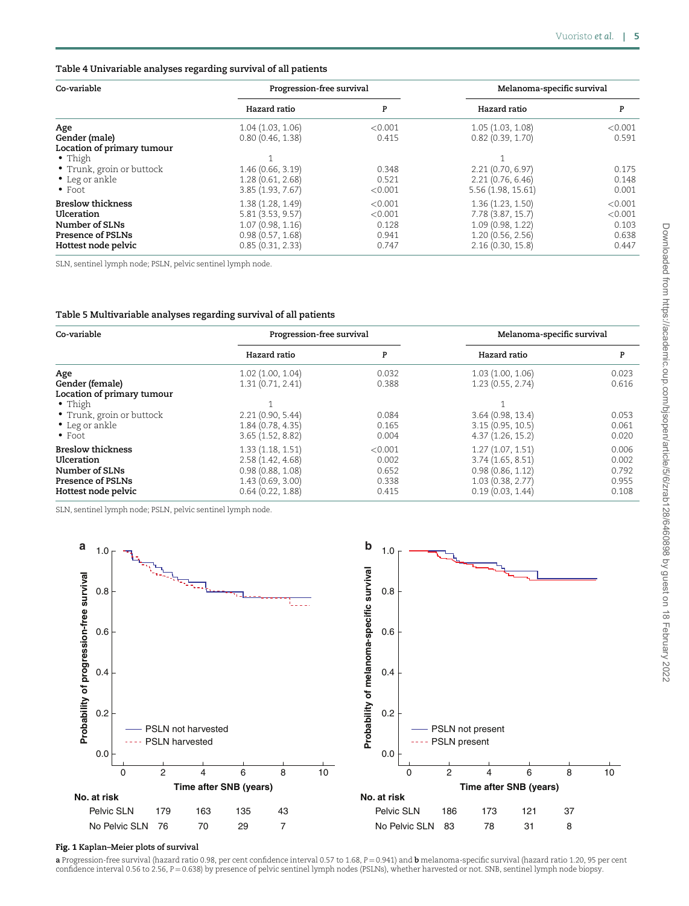**Table 4 Univariable analyses regarding survival of all patients**

| Co-variable | Progression-free survival | | Melanoma-specific survival | |
|---|---|---|---|---|
| | Hazard ratio | P | Hazard ratio | P |
| **Age** | 1.04 (1.03, 1.06) | <0.001 | 1.05 (1.03, 1.08) | <0.001 |
| **Gender (male)** | 0.80 (0.46, 1.38) | 0.415 | 0.82 (0.39, 1.70) | 0.591 |
| **Location of primary tumour** | | | | |
| • Thigh | 1 | | 1 | |
| • Trunk, groin or buttock | 1.46 (0.66, 3.19) | 0.348 | 2.21 (0.70, 6.97) | 0.175 |
| • Leg or ankle | 1.28 (0.61, 2.68) | 0.521 | 2.21 (0.76, 6.46) | 0.148 |
| • Foot | 3.85 (1.93, 7.67) | <0.001 | 5.56 (1.98, 15.61) | 0.001 |
| **Breslow thickness** | 1.38 (1.28, 1.49) | <0.001 | 1.36 (1.23, 1.50) | <0.001 |
| **Ulceration** | 5.81 (3.53, 9.57) | <0.001 | 7.78 (3.87, 15.7) | <0.001 |
| **Number of SLNs** | 1.07 (0.98, 1.16) | 0.128 | 1.09 (0.98, 1.22) | 0.103 |
| **Presence of PSLNs** | 0.98 (0.57, 1.68) | 0.941 | 1.20 (0.56, 2.56) | 0.638 |
| **Hottest node pelvic** | 0.85 (0.31, 2.33) | 0.747 | 2.16 (0.30, 15.8) | 0.447 |

SLN, sentinel lymph node; PSLN, pelvic sentinel lymph node.

**Table 5 Multivariable analyses regarding survival of all patients**

| Co-variable | Progression-free survival | | Melanoma-specific survival | |
|---|---|---|---|---|
| | Hazard ratio | P | Hazard ratio | P |
| **Age** | 1.02 (1.00, 1.04) | 0.032 | 1.03 (1.00, 1.06) | 0.023 |
| **Gender (female)** | 1.31 (0.71, 2.41) | 0.388 | 1.23 (0.55, 2.74) | 0.616 |
| **Location of primary tumour** | | | | |
| • Thigh | 1 | | 1 | |
| • Trunk, groin or buttock | 2.21 (0.90, 5.44) | 0.084 | 3.64 (0.98, 13.4) | 0.053 |
| • Leg or ankle | 1.84 (0.78, 4.35) | 0.165 | 3.15 (0.95, 10.5) | 0.061 |
| • Foot | 3.65 (1.52, 8.82) | 0.004 | 4.37 (1.26, 15.2) | 0.020 |
| **Breslow thickness** | 1.33 (1.18, 1.51) | <0.001 | 1.27 (1.07, 1.51) | 0.006 |
| **Ulceration** | 2.58 (1.42, 4.68) | 0.002 | 3.74 (1.65, 8.51) | 0.002 |
| **Number of SLNs** | 0.98 (0.88, 1.08) | 0.652 | 0.98 (0.86, 1.12) | 0.792 |
| **Presence of PSLNs** | 1.43 (0.69, 3.00) | 0.338 | 1.03 (0.38, 2.77) | 0.955 |
| **Hottest node pelvic** | 0.64 (0.22, 1.88) | 0.415 | 0.19 (0.03, 1.44) | 0.108 |

SLN, sentinel lymph node; PSLN, pelvic sentinel lymph node.

**Fig. 1 Kaplan–Meier plots of survival**

**a** Progression-free survival (hazard ratio 0.98, per cent confidence interval 0.57 to 1.68, P = 0.941) and **b** melanoma-specific survival (hazard ratio 1.20, 95 per cent confidence interval 0.56 to 2.56, P = 0.638) by presence of pelvic sentinel lymph nodes (PSLNs), whether harvested or not. SNB, sentinel lymph node biopsy.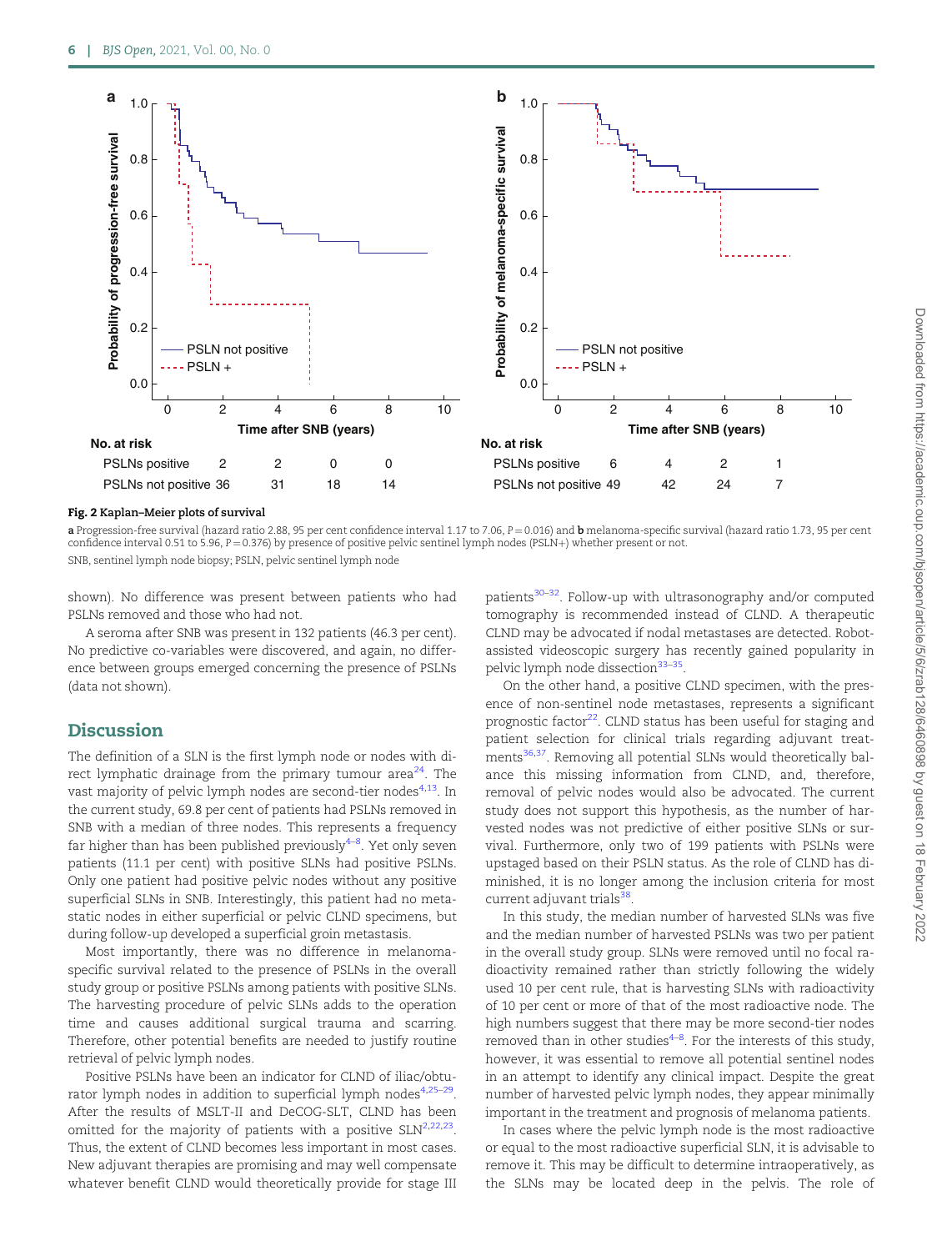**Fig. 2 Kaplan–Meier plots of survival**

**a** Progression-free survival (hazard ratio 2.88, 95 per cent confidence interval 1.17 to 7.06, $P = 0.016$) and **b** melanoma-specific survival (hazard ratio 1.73, 95 per cent confidence interval 0.51 to 5.96, $P = 0.376$) by presence of positive pelvic sentinel lymph nodes (PSLN+) whether present or not.

SNB, sentinel lymph node biopsy; PSLN, pelvic sentinel lymph node

shown). No difference was present between patients who had PSLNs removed and those who had not.

A seroma after SNB was present in 132 patients (46.3 per cent). No predictive co-variables were discovered, and again, no difference between groups emerged concerning the presence of PSLNs (data not shown).

## Discussion

The definition of a SLN is the first lymph node or nodes with direct lymphatic drainage from the primary tumour area[24]. The vast majority of pelvic lymph nodes are second-tier nodes[4,13]. In the current study, 69.8 per cent of patients had PSLNs removed in SNB with a median of three nodes. This represents a frequency far higher than has been published previously[4–8]. Yet only seven patients (11.1 per cent) with positive SLNs had positive PSLNs. Only one patient had positive pelvic nodes without any positive superficial SLNs in SNB. Interestingly, this patient had no metastatic nodes in either superficial or pelvic CLND specimens, but during follow-up developed a superficial groin metastasis.

Most importantly, there was no difference in melanoma-specific survival related to the presence of PSLNs in the overall study group or positive PSLNs among patients with positive SLNs. The harvesting procedure of pelvic SLNs adds to the operation time and causes additional surgical trauma and scarring. Therefore, other potential benefits are needed to justify routine retrieval of pelvic lymph nodes.

Positive PSLNs have been an indicator for CLND of iliac/obturator lymph nodes in addition to superficial lymph nodes[4,25–29]. After the results of MSLT-II and DeCOG-SLT, CLND has been omitted for the majority of patients with a positive SLN[2,22,23]. Thus, the extent of CLND becomes less important in most cases. New adjuvant therapies are promising and may well compensate whatever benefit CLND would theoretically provide for stage III patients[30–32]. Follow-up with ultrasonography and/or computed tomography is recommended instead of CLND. A therapeutic CLND may be advocated if nodal metastases are detected. Robot-assisted videoscopic surgery has recently gained popularity in pelvic lymph node dissection[33–35].

On the other hand, a positive CLND specimen, with the presence of non-sentinel node metastases, represents a significant prognostic factor[22]. CLND status has been useful for staging and patient selection for clinical trials regarding adjuvant treatments[36,37]. Removing all potential SLNs would theoretically balance this missing information from CLND, and, therefore, removal of pelvic nodes would also be advocated. The current study does not support this hypothesis, as the number of harvested nodes was not predictive of either positive SLNs or survival. Furthermore, only two of 199 patients with PSLNs were upstaged based on their PSLN status. As the role of CLND has diminished, it is no longer among the inclusion criteria for most current adjuvant trials[38].

In this study, the median number of harvested SLNs was five and the median number of harvested PSLNs was two per patient in the overall study group. SLNs were removed until no focal radioactivity remained rather than strictly following the widely used 10 per cent rule, that is harvesting SLNs with radioactivity of 10 per cent or more of that of the most radioactive node. The high numbers suggest that there may be more second-tier nodes removed than in other studies[4–8]. For the interests of this study, however, it was essential to remove all potential sentinel nodes in an attempt to identify any clinical impact. Despite the great number of harvested pelvic lymph nodes, they appear minimally important in the treatment and prognosis of melanoma patients.

In cases where the pelvic lymph node is the most radioactive or equal to the most radioactive superficial SLN, it is advisable to remove it. This may be difficult to determine intraoperatively, as the SLNs may be located deep in the pelvis. The role of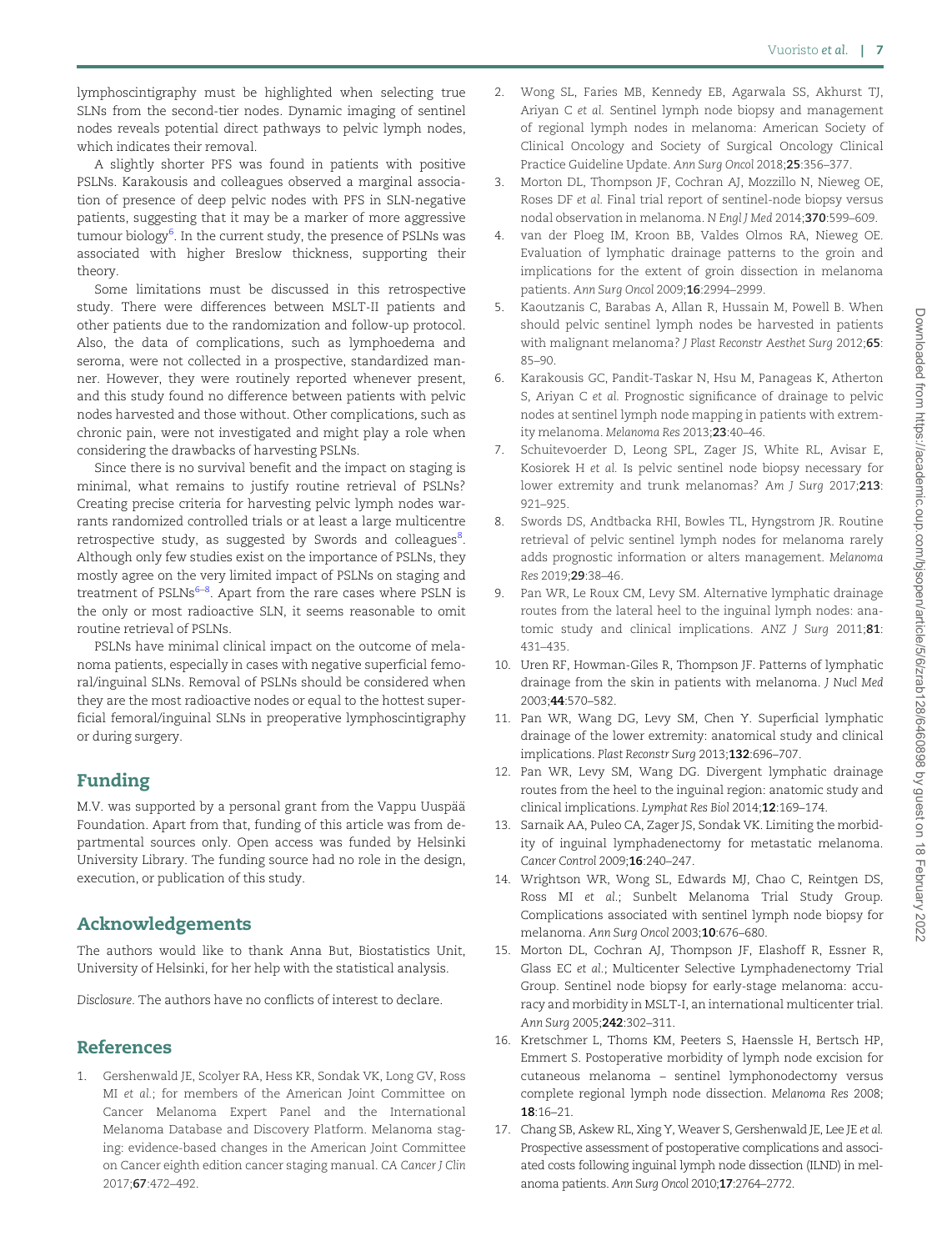lymphoscintigraphy must be highlighted when selecting true SLNs from the second-tier nodes. Dynamic imaging of sentinel nodes reveals potential direct pathways to pelvic lymph nodes, which indicates their removal.

A slightly shorter PFS was found in patients with positive PSLNs. Karakousis and colleagues observed a marginal association of presence of deep pelvic nodes with PFS in SLN-negative patients, suggesting that it may be a marker of more aggressive tumour biology[6]. In the current study, the presence of PSLNs was associated with higher Breslow thickness, supporting their theory.

Some limitations must be discussed in this retrospective study. There were differences between MSLT-II patients and other patients due to the randomization and follow-up protocol. Also, the data of complications, such as lymphoedema and seroma, were not collected in a prospective, standardized manner. However, they were routinely reported whenever present, and this study found no difference between patients with pelvic nodes harvested and those without. Other complications, such as chronic pain, were not investigated and might play a role when considering the drawbacks of harvesting PSLNs.

Since there is no survival benefit and the impact on staging is minimal, what remains to justify routine retrieval of PSLNs? Creating precise criteria for harvesting pelvic lymph nodes warrants randomized controlled trials or at least a large multicentre retrospective study, as suggested by Swords and colleagues[8]. Although only few studies exist on the importance of PSLNs, they mostly agree on the very limited impact of PSLNs on staging and treatment of PSLNs[6–8]. Apart from the rare cases where PSLN is the only or most radioactive SLN, it seems reasonable to omit routine retrieval of PSLNs.

PSLNs have minimal clinical impact on the outcome of melanoma patients, especially in cases with negative superficial femoral/inguinal SLNs. Removal of PSLNs should be considered when they are the most radioactive nodes or equal to the hottest superficial femoral/inguinal SLNs in preoperative lymphoscintigraphy or during surgery.

## Funding

M.V. was supported by a personal grant from the Vappu Uuspää Foundation. Apart from that, funding of this article was from departmental sources only. Open access was funded by Helsinki University Library. The funding source had no role in the design, execution, or publication of this study.

## Acknowledgements

The authors would like to thank Anna But, Biostatistics Unit, University of Helsinki, for her help with the statistical analysis.

*Disclosure.* The authors have no conflicts of interest to declare.

## References

1. Gershenwald JE, Scolyer RA, Hess KR, Sondak VK, Long GV, Ross MI *et al.*; for members of the American Joint Committee on Cancer Melanoma Expert Panel and the International Melanoma Database and Discovery Platform. Melanoma staging: evidence-based changes in the American Joint Committee on Cancer eighth edition cancer staging manual. *CA Cancer J Clin* 2017;**67**:472–492.
2. Wong SL, Faries MB, Kennedy EB, Agarwala SS, Akhurst TJ, Ariyan C *et al.* Sentinel lymph node biopsy and management of regional lymph nodes in melanoma: American Society of Clinical Oncology and Society of Surgical Oncology Clinical Practice Guideline Update. *Ann Surg Oncol* 2018;**25**:356–377.
3. Morton DL, Thompson JF, Cochran AJ, Mozzillo N, Nieweg OE, Roses DF *et al.* Final trial report of sentinel-node biopsy versus nodal observation in melanoma. *N Engl J Med* 2014;**370**:599–609.
4. van der Ploeg IM, Kroon BB, Valdes Olmos RA, Nieweg OE. Evaluation of lymphatic drainage patterns to the groin and implications for the extent of groin dissection in melanoma patients. *Ann Surg Oncol* 2009;**16**:2994–2999.
5. Kaoutzanis C, Barabas A, Allan R, Hussain M, Powell B. When should pelvic sentinel lymph nodes be harvested in patients with malignant melanoma? *J Plast Reconstr Aesthet Surg* 2012;**65**: 85–90.
6. Karakousis GC, Pandit-Taskar N, Hsu M, Panageas K, Atherton S, Ariyan C *et al.* Prognostic significance of drainage to pelvic nodes at sentinel lymph node mapping in patients with extremity melanoma. *Melanoma Res* 2013;**23**:40–46.
7. Schuitevoerder D, Leong SPL, Zager JS, White RL, Avisar E, Kosiorek H *et al.* Is pelvic sentinel node biopsy necessary for lower extremity and trunk melanomas? *Am J Surg* 2017;**213**: 921–925.
8. Swords DS, Andtbacka RHI, Bowles TL, Hyngstrom JR. Routine retrieval of pelvic sentinel lymph nodes for melanoma rarely adds prognostic information or alters management. *Melanoma Res* 2019;**29**:38–46.
9. Pan WR, Le Roux CM, Levy SM. Alternative lymphatic drainage routes from the lateral heel to the inguinal lymph nodes: anatomic study and clinical implications. *ANZ J Surg* 2011;**81**: 431–435.
10. Uren RF, Howman-Giles R, Thompson JF. Patterns of lymphatic drainage from the skin in patients with melanoma. *J Nucl Med* 2003;**44**:570–582.
11. Pan WR, Wang DG, Levy SM, Chen Y. Superficial lymphatic drainage of the lower extremity: anatomical study and clinical implications. *Plast Reconstr Surg* 2013;**132**:696–707.
12. Pan WR, Levy SM, Wang DG. Divergent lymphatic drainage routes from the heel to the inguinal region: anatomic study and clinical implications. *Lymphat Res Biol* 2014;**12**:169–174.
13. Sarnaik AA, Puleo CA, Zager JS, Sondak VK. Limiting the morbidity of inguinal lymphadenectomy for metastatic melanoma. *Cancer Control* 2009;**16**:240–247.
14. Wrightson WR, Wong SL, Edwards MJ, Chao C, Reintgen DS, Ross MI *et al.*; Sunbelt Melanoma Trial Study Group. Complications associated with sentinel lymph node biopsy for melanoma. *Ann Surg Oncol* 2003;**10**:676–680.
15. Morton DL, Cochran AJ, Thompson JF, Elashoff R, Essner R, Glass EC *et al.*; Multicenter Selective Lymphadenectomy Trial Group. Sentinel node biopsy for early-stage melanoma: accuracy and morbidity in MSLT-I, an international multicenter trial. *Ann Surg* 2005;**242**:302–311.
16. Kretschmer L, Thoms KM, Peeters S, Haenssle H, Bertsch HP, Emmert S. Postoperative morbidity of lymph node excision for cutaneous melanoma – sentinel lymphonodectomy versus complete regional lymph node dissection. *Melanoma Res* 2008; **18**:16–21.
17. Chang SB, Askew RL, Xing Y, Weaver S, Gershenwald JE, Lee JE *et al.* Prospective assessment of postoperative complications and associated costs following inguinal lymph node dissection (ILND) in melanoma patients. *Ann Surg Oncol* 2010;**17**:2764–2772.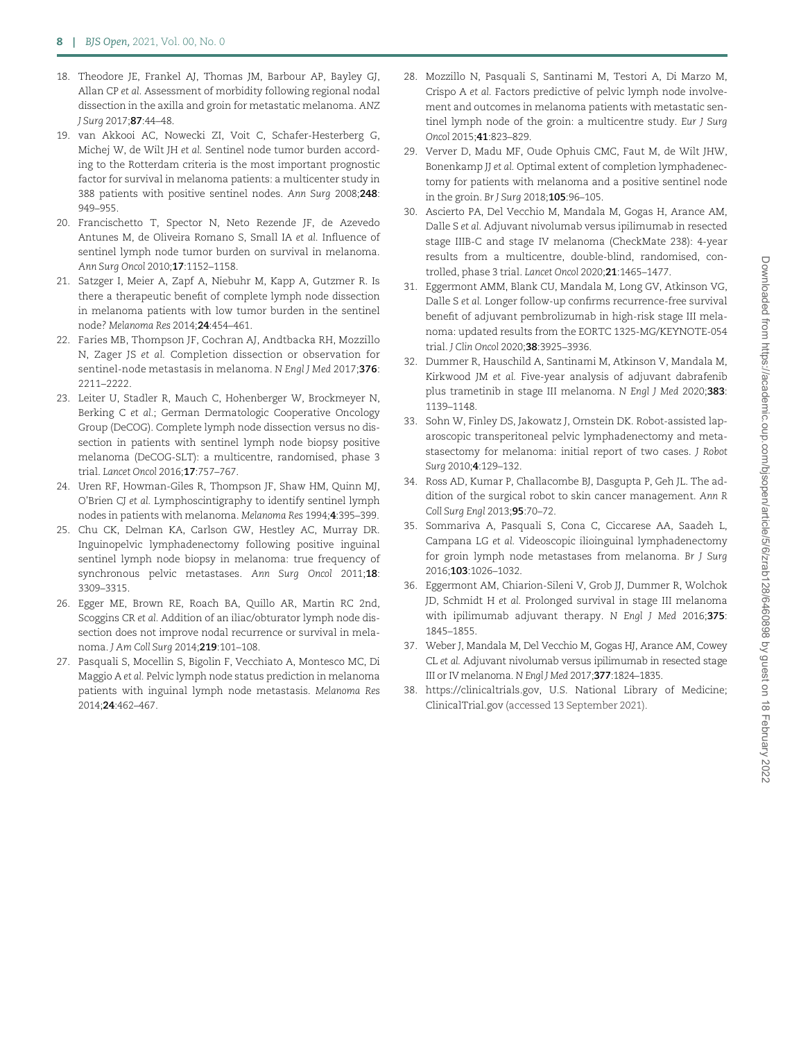18. Theodore JE, Frankel AJ, Thomas JM, Barbour AP, Bayley GJ, Allan CP *et al.* Assessment of morbidity following regional nodal dissection in the axilla and groin for metastatic melanoma. *ANZ J Surg* 2017;**87**:44–48.
19. van Akkooi AC, Nowecki ZI, Voit C, Schafer-Hesterberg G, Michej W, de Wilt JH *et al.* Sentinel node tumor burden according to the Rotterdam criteria is the most important prognostic factor for survival in melanoma patients: a multicenter study in 388 patients with positive sentinel nodes. *Ann Surg* 2008;**248**: 949–955.
20. Francischetto T, Spector N, Neto Rezende JF, de Azevedo Antunes M, de Oliveira Romano S, Small IA *et al.* Influence of sentinel lymph node tumor burden on survival in melanoma. *Ann Surg Oncol* 2010;**17**:1152–1158.
21. Satzger I, Meier A, Zapf A, Niebuhr M, Kapp A, Gutzmer R. Is there a therapeutic benefit of complete lymph node dissection in melanoma patients with low tumor burden in the sentinel node? *Melanoma Res* 2014;**24**:454–461.
22. Faries MB, Thompson JF, Cochran AJ, Andtbacka RH, Mozzillo N, Zager JS *et al.* Completion dissection or observation for sentinel-node metastasis in melanoma. *N Engl J Med* 2017;**376**: 2211–2222.
23. Leiter U, Stadler R, Mauch C, Hohenberger W, Brockmeyer N, Berking C *et al.*; German Dermatologic Cooperative Oncology Group (DeCOG). Complete lymph node dissection versus no dissection in patients with sentinel lymph node biopsy positive melanoma (DeCOG-SLT): a multicentre, randomised, phase 3 trial. *Lancet Oncol* 2016;**17**:757–767.
24. Uren RF, Howman-Giles R, Thompson JF, Shaw HM, Quinn MJ, O'Brien CJ *et al.* Lymphoscintigraphy to identify sentinel lymph nodes in patients with melanoma. *Melanoma Res* 1994;**4**:395–399.
25. Chu CK, Delman KA, Carlson GW, Hestley AC, Murray DR. Inguinopelvic lymphadenectomy following positive inguinal sentinel lymph node biopsy in melanoma: true frequency of synchronous pelvic metastases. *Ann Surg Oncol* 2011;**18**: 3309–3315.
26. Egger ME, Brown RE, Roach BA, Quillo AR, Martin RC 2nd, Scoggins CR *et al.* Addition of an iliac/obturator lymph node dissection does not improve nodal recurrence or survival in melanoma. *J Am Coll Surg* 2014;**219**:101–108.
27. Pasquali S, Mocellin S, Bigolin F, Vecchiato A, Montesco MC, Di Maggio A *et al.* Pelvic lymph node status prediction in melanoma patients with inguinal lymph node metastasis. *Melanoma Res* 2014;**24**:462–467.
28. Mozzillo N, Pasquali S, Santinami M, Testori A, Di Marzo M, Crispo A *et al.* Factors predictive of pelvic lymph node involvement and outcomes in melanoma patients with metastatic sentinel lymph node of the groin: a multicentre study. *Eur J Surg Oncol* 2015;**41**:823–829.
29. Verver D, Madu MF, Oude Ophuis CMC, Faut M, de Wilt JHW, Bonenkamp JJ *et al.* Optimal extent of completion lymphadenectomy for patients with melanoma and a positive sentinel node in the groin. *Br J Surg* 2018;**105**:96–105.
30. Ascierto PA, Del Vecchio M, Mandala M, Gogas H, Arance AM, Dalle S *et al.* Adjuvant nivolumab versus ipilimumab in resected stage IIIB-C and stage IV melanoma (CheckMate 238): 4-year results from a multicentre, double-blind, randomised, controlled, phase 3 trial. *Lancet Oncol* 2020;**21**:1465–1477.
31. Eggermont AMM, Blank CU, Mandala M, Long GV, Atkinson VG, Dalle S *et al.* Longer follow-up confirms recurrence-free survival benefit of adjuvant pembrolizumab in high-risk stage III melanoma: updated results from the EORTC 1325-MG/KEYNOTE-054 trial. *J Clin Oncol* 2020;**38**:3925–3936.
32. Dummer R, Hauschild A, Santinami M, Atkinson V, Mandala M, Kirkwood JM *et al.* Five-year analysis of adjuvant dabrafenib plus trametinib in stage III melanoma. *N Engl J Med* 2020;**383**: 1139–1148.
33. Sohn W, Finley DS, Jakowatz J, Ornstein DK. Robot-assisted laparoscopic transperitoneal pelvic lymphadenectomy and metastasectomy for melanoma: initial report of two cases. *J Robot Surg* 2010;**4**:129–132.
34. Ross AD, Kumar P, Challacombe BJ, Dasgupta P, Geh JL. The addition of the surgical robot to skin cancer management. *Ann R Coll Surg Engl* 2013;**95**:70–72.
35. Sommariva A, Pasquali S, Cona C, Ciccarese AA, Saadeh L, Campana LG *et al.* Videoscopic ilioinguinal lymphadenectomy for groin lymph node metastases from melanoma. *Br J Surg* 2016;**103**:1026–1032.
36. Eggermont AM, Chiarion-Sileni V, Grob JJ, Dummer R, Wolchok JD, Schmidt H *et al.* Prolonged survival in stage III melanoma with ipilimumab adjuvant therapy. *N Engl J Med* 2016;**375**: 1845–1855.
37. Weber J, Mandala M, Del Vecchio M, Gogas HJ, Arance AM, Cowey CL *et al.* Adjuvant nivolumab versus ipilimumab in resected stage III or IV melanoma. *N Engl J Med* 2017;**377**:1824–1835.
38. https://clinicaltrials.gov, U.S. National Library of Medicine; ClinicalTrial.gov (accessed 13 September 2021).